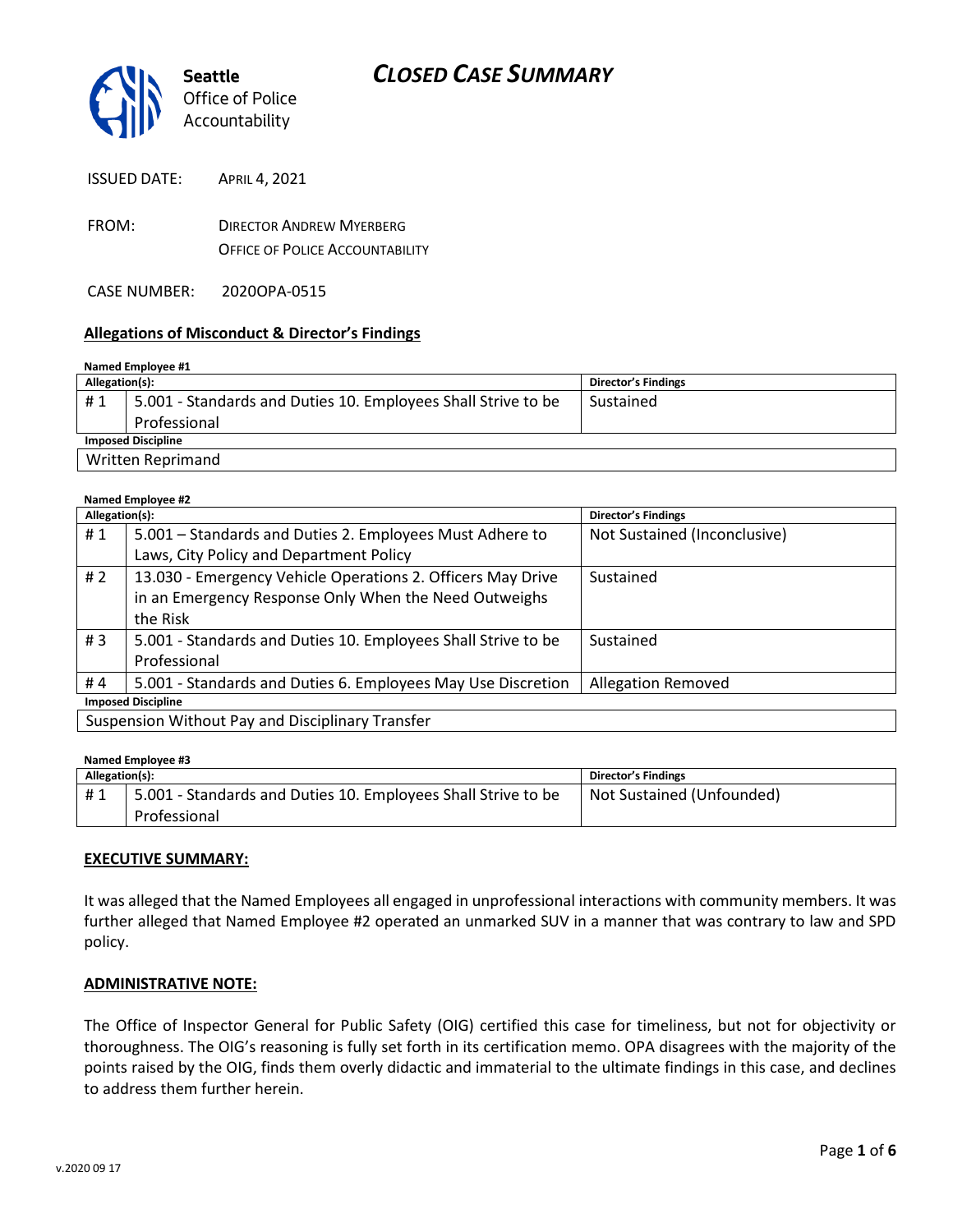Seattle Office of Police Accountability

# CLOSED CASE SUMMARY

ISSUED DATE: APRIL 4, 2021

FROM: DIRECTOR ANDREW MYERBERG
OFFICE OF POLICE ACCOUNTABILITY

CASE NUMBER: 2020OPA-0515

## Allegations of Misconduct & Director's Findings

**Named Employee #1**

| Allegation(s): | | Director's Findings |
|---|---|---|
| # 1 | 5.001 - Standards and Duties 10. Employees Shall Strive to be Professional | Sustained |
| **Imposed Discipline** | | |
| Written Reprimand | | |

**Named Employee #2**

| Allegation(s): | | Director's Findings |
|---|---|---|
| # 1 | 5.001 – Standards and Duties 2. Employees Must Adhere to Laws, City Policy and Department Policy | Not Sustained (Inconclusive) |
| # 2 | 13.030 - Emergency Vehicle Operations 2. Officers May Drive in an Emergency Response Only When the Need Outweighs the Risk | Sustained |
| # 3 | 5.001 - Standards and Duties 10. Employees Shall Strive to be Professional | Sustained |
| # 4 | 5.001 - Standards and Duties 6. Employees May Use Discretion | Allegation Removed |
| **Imposed Discipline** | | |
| Suspension Without Pay and Disciplinary Transfer | | |

**Named Employee #3**

| Allegation(s): | | Director's Findings |
|---|---|---|
| # 1 | 5.001 - Standards and Duties 10. Employees Shall Strive to be Professional | Not Sustained (Unfounded) |

### EXECUTIVE SUMMARY:

It was alleged that the Named Employees all engaged in unprofessional interactions with community members. It was further alleged that Named Employee #2 operated an unmarked SUV in a manner that was contrary to law and SPD policy.

### ADMINISTRATIVE NOTE:

The Office of Inspector General for Public Safety (OIG) certified this case for timeliness, but not for objectivity or thoroughness. The OIG's reasoning is fully set forth in its certification memo. OPA disagrees with the majority of the points raised by the OIG, finds them overly didactic and immaterial to the ultimate findings in this case, and declines to address them further herein.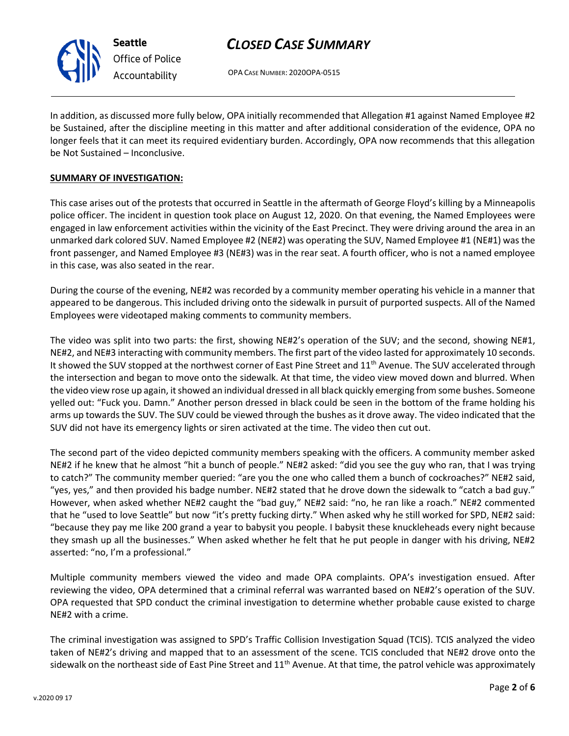In addition, as discussed more fully below, OPA initially recommended that Allegation #1 against Named Employee #2 be Sustained, after the discipline meeting in this matter and after additional consideration of the evidence, OPA no longer feels that it can meet its required evidentiary burden. Accordingly, OPA now recommends that this allegation be Not Sustained – Inconclusive.

**SUMMARY OF INVESTIGATION:**

This case arises out of the protests that occurred in Seattle in the aftermath of George Floyd's killing by a Minneapolis police officer. The incident in question took place on August 12, 2020. On that evening, the Named Employees were engaged in law enforcement activities within the vicinity of the East Precinct. They were driving around the area in an unmarked dark colored SUV. Named Employee #2 (NE#2) was operating the SUV, Named Employee #1 (NE#1) was the front passenger, and Named Employee #3 (NE#3) was in the rear seat. A fourth officer, who is not a named employee in this case, was also seated in the rear.

During the course of the evening, NE#2 was recorded by a community member operating his vehicle in a manner that appeared to be dangerous. This included driving onto the sidewalk in pursuit of purported suspects. All of the Named Employees were videotaped making comments to community members.

The video was split into two parts: the first, showing NE#2's operation of the SUV; and the second, showing NE#1, NE#2, and NE#3 interacting with community members. The first part of the video lasted for approximately 10 seconds. It showed the SUV stopped at the northwest corner of East Pine Street and 11th Avenue. The SUV accelerated through the intersection and began to move onto the sidewalk. At that time, the video view moved down and blurred. When the video view rose up again, it showed an individual dressed in all black quickly emerging from some bushes. Someone yelled out: "Fuck you. Damn." Another person dressed in black could be seen in the bottom of the frame holding his arms up towards the SUV. The SUV could be viewed through the bushes as it drove away. The video indicated that the SUV did not have its emergency lights or siren activated at the time. The video then cut out.

The second part of the video depicted community members speaking with the officers. A community member asked NE#2 if he knew that he almost "hit a bunch of people." NE#2 asked: "did you see the guy who ran, that I was trying to catch?" The community member queried: "are you the one who called them a bunch of cockroaches?" NE#2 said, "yes, yes," and then provided his badge number. NE#2 stated that he drove down the sidewalk to "catch a bad guy." However, when asked whether NE#2 caught the "bad guy," NE#2 said: "no, he ran like a roach." NE#2 commented that he "used to love Seattle" but now "it's pretty fucking dirty." When asked why he still worked for SPD, NE#2 said: "because they pay me like 200 grand a year to babysit you people. I babysit these knuckleheads every night because they smash up all the businesses." When asked whether he felt that he put people in danger with his driving, NE#2 asserted: "no, I'm a professional."

Multiple community members viewed the video and made OPA complaints. OPA's investigation ensued. After reviewing the video, OPA determined that a criminal referral was warranted based on NE#2's operation of the SUV. OPA requested that SPD conduct the criminal investigation to determine whether probable cause existed to charge NE#2 with a crime.

The criminal investigation was assigned to SPD's Traffic Collision Investigation Squad (TCIS). TCIS analyzed the video taken of NE#2's driving and mapped that to an assessment of the scene. TCIS concluded that NE#2 drove onto the sidewalk on the northeast side of East Pine Street and 11th Avenue. At that time, the patrol vehicle was approximately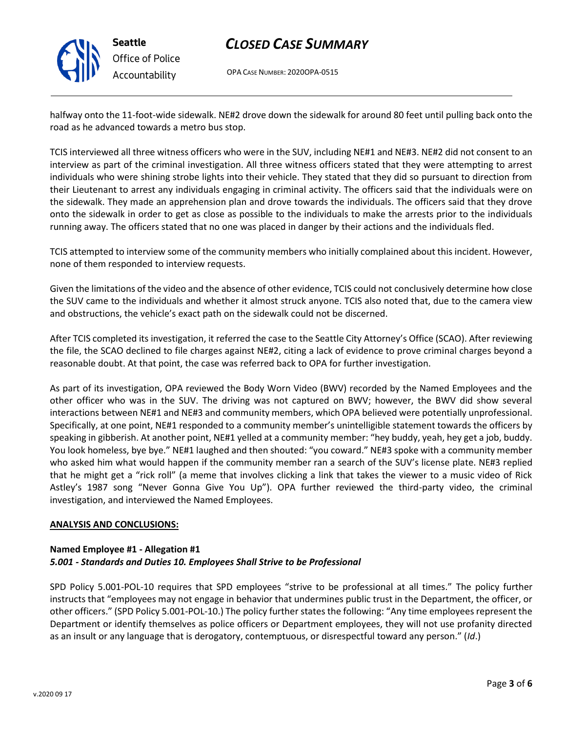halfway onto the 11-foot-wide sidewalk. NE#2 drove down the sidewalk for around 80 feet until pulling back onto the road as he advanced towards a metro bus stop.

TCIS interviewed all three witness officers who were in the SUV, including NE#1 and NE#3. NE#2 did not consent to an interview as part of the criminal investigation. All three witness officers stated that they were attempting to arrest individuals who were shining strobe lights into their vehicle. They stated that they did so pursuant to direction from their Lieutenant to arrest any individuals engaging in criminal activity. The officers said that the individuals were on the sidewalk. They made an apprehension plan and drove towards the individuals. The officers said that they drove onto the sidewalk in order to get as close as possible to the individuals to make the arrests prior to the individuals running away. The officers stated that no one was placed in danger by their actions and the individuals fled.

TCIS attempted to interview some of the community members who initially complained about this incident. However, none of them responded to interview requests.

Given the limitations of the video and the absence of other evidence, TCIS could not conclusively determine how close the SUV came to the individuals and whether it almost struck anyone. TCIS also noted that, due to the camera view and obstructions, the vehicle's exact path on the sidewalk could not be discerned.

After TCIS completed its investigation, it referred the case to the Seattle City Attorney's Office (SCAO). After reviewing the file, the SCAO declined to file charges against NE#2, citing a lack of evidence to prove criminal charges beyond a reasonable doubt. At that point, the case was referred back to OPA for further investigation.

As part of its investigation, OPA reviewed the Body Worn Video (BWV) recorded by the Named Employees and the other officer who was in the SUV. The driving was not captured on BWV; however, the BWV did show several interactions between NE#1 and NE#3 and community members, which OPA believed were potentially unprofessional. Specifically, at one point, NE#1 responded to a community member's unintelligible statement towards the officers by speaking in gibberish. At another point, NE#1 yelled at a community member: "hey buddy, yeah, hey get a job, buddy. You look homeless, bye bye." NE#1 laughed and then shouted: "you coward." NE#3 spoke with a community member who asked him what would happen if the community member ran a search of the SUV's license plate. NE#3 replied that he might get a "rick roll" (a meme that involves clicking a link that takes the viewer to a music video of Rick Astley's 1987 song "Never Gonna Give You Up"). OPA further reviewed the third-party video, the criminal investigation, and interviewed the Named Employees.

## ANALYSIS AND CONCLUSIONS:

**Named Employee #1 - Allegation #1**
***5.001 - Standards and Duties 10. Employees Shall Strive to be Professional***

SPD Policy 5.001-POL-10 requires that SPD employees "strive to be professional at all times." The policy further instructs that "employees may not engage in behavior that undermines public trust in the Department, the officer, or other officers." (SPD Policy 5.001-POL-10.) The policy further states the following: "Any time employees represent the Department or identify themselves as police officers or Department employees, they will not use profanity directed as an insult or any language that is derogatory, contemptuous, or disrespectful toward any person." (*Id*.)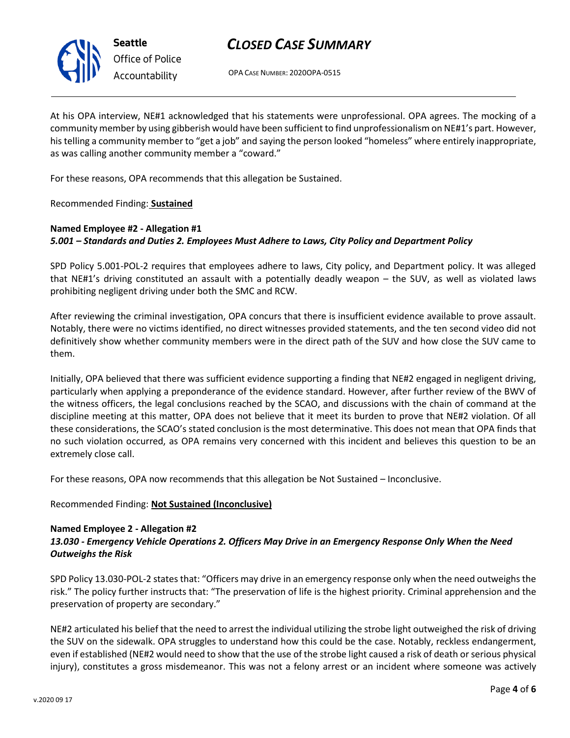At his OPA interview, NE#1 acknowledged that his statements were unprofessional. OPA agrees. The mocking of a community member by using gibberish would have been sufficient to find unprofessionalism on NE#1's part. However, his telling a community member to "get a job" and saying the person looked "homeless" where entirely inappropriate, as was calling another community member a "coward."

For these reasons, OPA recommends that this allegation be Sustained.

Recommended Finding: **Sustained**

**Named Employee #2 - Allegation #1**
***5.001 – Standards and Duties 2. Employees Must Adhere to Laws, City Policy and Department Policy***

SPD Policy 5.001-POL-2 requires that employees adhere to laws, City policy, and Department policy. It was alleged that NE#1's driving constituted an assault with a potentially deadly weapon – the SUV, as well as violated laws prohibiting negligent driving under both the SMC and RCW.

After reviewing the criminal investigation, OPA concurs that there is insufficient evidence available to prove assault. Notably, there were no victims identified, no direct witnesses provided statements, and the ten second video did not definitively show whether community members were in the direct path of the SUV and how close the SUV came to them.

Initially, OPA believed that there was sufficient evidence supporting a finding that NE#2 engaged in negligent driving, particularly when applying a preponderance of the evidence standard. However, after further review of the BWV of the witness officers, the legal conclusions reached by the SCAO, and discussions with the chain of command at the discipline meeting at this matter, OPA does not believe that it meet its burden to prove that NE#2 violation. Of all these considerations, the SCAO's stated conclusion is the most determinative. This does not mean that OPA finds that no such violation occurred, as OPA remains very concerned with this incident and believes this question to be an extremely close call.

For these reasons, OPA now recommends that this allegation be Not Sustained – Inconclusive.

Recommended Finding: **Not Sustained (Inconclusive)**

**Named Employee 2 - Allegation #2**
***13.030 - Emergency Vehicle Operations 2. Officers May Drive in an Emergency Response Only When the Need Outweighs the Risk***

SPD Policy 13.030-POL-2 states that: "Officers may drive in an emergency response only when the need outweighs the risk." The policy further instructs that: "The preservation of life is the highest priority. Criminal apprehension and the preservation of property are secondary."

NE#2 articulated his belief that the need to arrest the individual utilizing the strobe light outweighed the risk of driving the SUV on the sidewalk. OPA struggles to understand how this could be the case. Notably, reckless endangerment, even if established (NE#2 would need to show that the use of the strobe light caused a risk of death or serious physical injury), constitutes a gross misdemeanor. This was not a felony arrest or an incident where someone was actively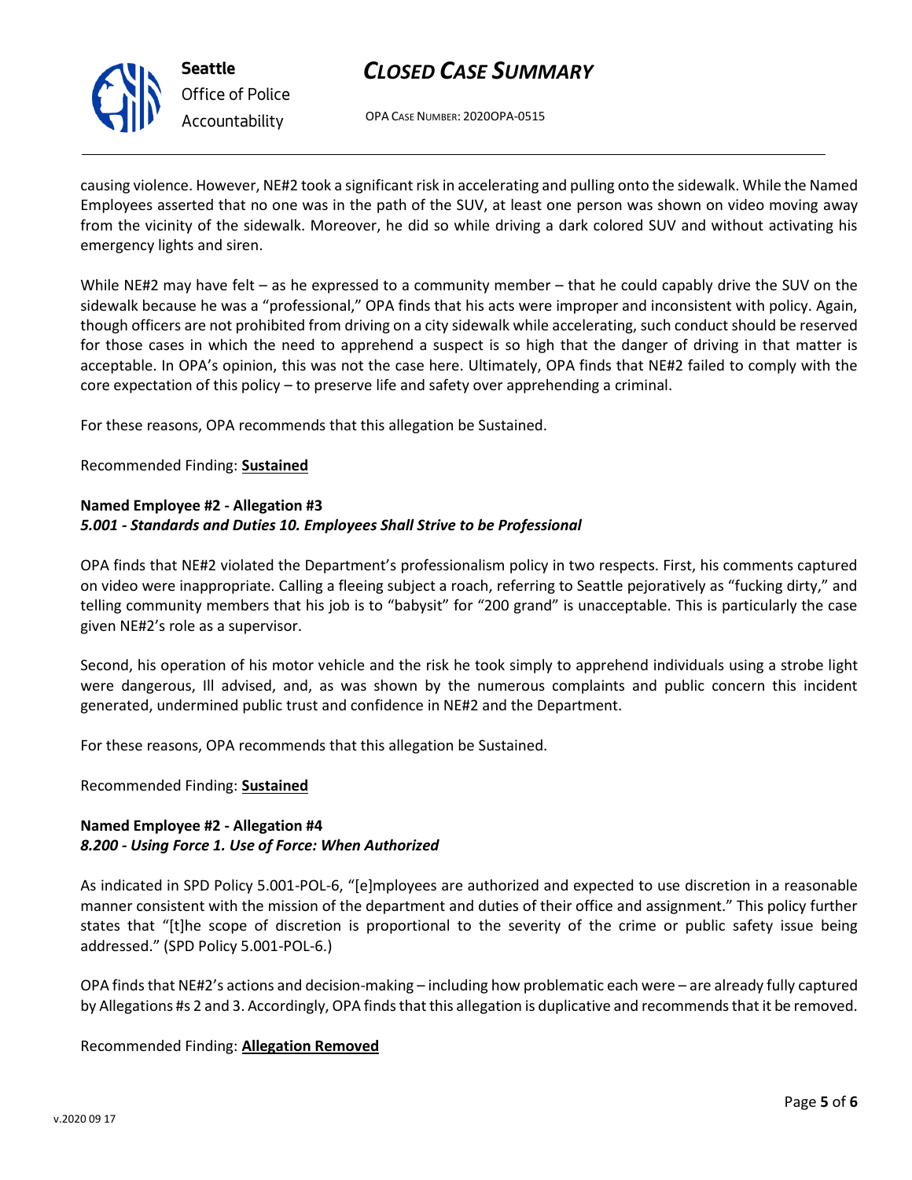causing violence. However, NE#2 took a significant risk in accelerating and pulling onto the sidewalk. While the Named Employees asserted that no one was in the path of the SUV, at least one person was shown on video moving away from the vicinity of the sidewalk. Moreover, he did so while driving a dark colored SUV and without activating his emergency lights and siren.

While NE#2 may have felt – as he expressed to a community member – that he could capably drive the SUV on the sidewalk because he was a "professional," OPA finds that his acts were improper and inconsistent with policy. Again, though officers are not prohibited from driving on a city sidewalk while accelerating, such conduct should be reserved for those cases in which the need to apprehend a suspect is so high that the danger of driving in that matter is acceptable. In OPA's opinion, this was not the case here. Ultimately, OPA finds that NE#2 failed to comply with the core expectation of this policy – to preserve life and safety over apprehending a criminal.

For these reasons, OPA recommends that this allegation be Sustained.

Recommended Finding: **Sustained**

**Named Employee #2 - Allegation #3**
***5.001 - Standards and Duties 10. Employees Shall Strive to be Professional***

OPA finds that NE#2 violated the Department's professionalism policy in two respects. First, his comments captured on video were inappropriate. Calling a fleeing subject a roach, referring to Seattle pejoratively as "fucking dirty," and telling community members that his job is to "babysit" for "200 grand" is unacceptable. This is particularly the case given NE#2's role as a supervisor.

Second, his operation of his motor vehicle and the risk he took simply to apprehend individuals using a strobe light were dangerous, Ill advised, and, as was shown by the numerous complaints and public concern this incident generated, undermined public trust and confidence in NE#2 and the Department.

For these reasons, OPA recommends that this allegation be Sustained.

Recommended Finding: **Sustained**

**Named Employee #2 - Allegation #4**
***8.200 - Using Force 1. Use of Force: When Authorized***

As indicated in SPD Policy 5.001-POL-6, "[e]mployees are authorized and expected to use discretion in a reasonable manner consistent with the mission of the department and duties of their office and assignment." This policy further states that "[t]he scope of discretion is proportional to the severity of the crime or public safety issue being addressed." (SPD Policy 5.001-POL-6.)

OPA finds that NE#2's actions and decision-making – including how problematic each were – are already fully captured by Allegations #s 2 and 3. Accordingly, OPA finds that this allegation is duplicative and recommends that it be removed.

Recommended Finding: **Allegation Removed**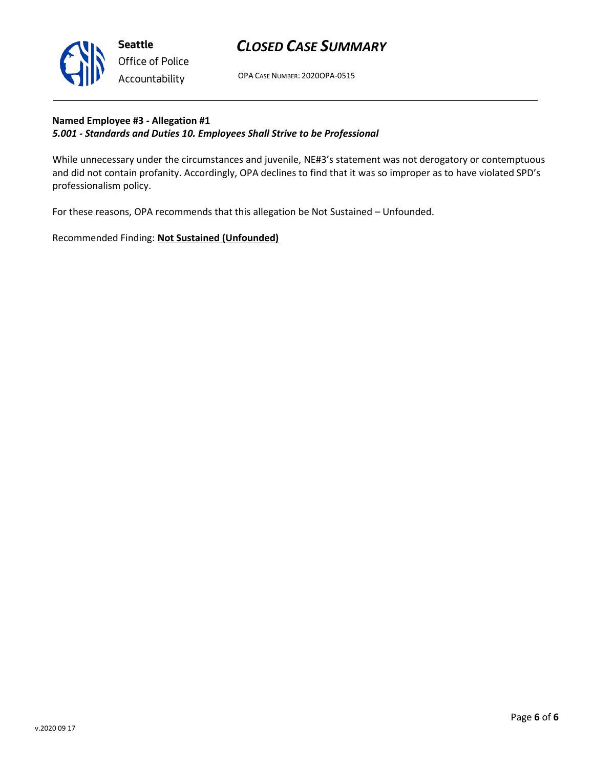**Named Employee #3 - Allegation #1**
***5.001 - Standards and Duties 10. Employees Shall Strive to be Professional***

While unnecessary under the circumstances and juvenile, NE#3's statement was not derogatory or contemptuous and did not contain profanity. Accordingly, OPA declines to find that it was so improper as to have violated SPD's professionalism policy.

For these reasons, OPA recommends that this allegation be Not Sustained – Unfounded.

Recommended Finding: **Not Sustained (Unfounded)**